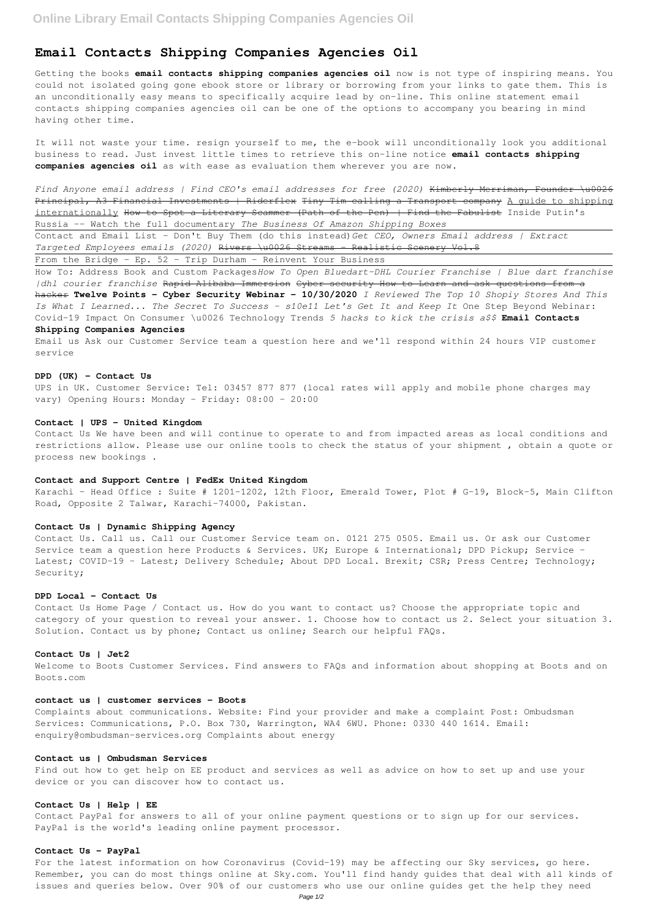# Email Contacts Shipping Companies Agencies Oil

Getting the books **email contacts shipping companies agencies oil** now is not type of inspiring means. You could not isolated going gone ebook store or library or borrowing from your links to gate them. This is an unconditionally easy means to specifically acquire lead by on-line. This online statement email contacts shipping companies agencies oil can be one of the options to accompany you bearing in mind having other time.

It will not waste your time. resign yourself to me, the e-book will unconditionally look you additional business to read. Just invest little times to retrieve this on-line notice **email contacts shipping companies agencies oil** as with ease as evaluation them wherever you are now.

*Find Anyone email address | Find CEO's email addresses for free (2020)* ~~Kimberly Merriman, Founder \u0026 Principal, A3 Financial Investments | Riderflex~~ ~~Tiny Tim calling a Transport company~~ A guide to shipping internationally ~~How to Spot a Literary Scammer (Path of the Pen) | Find the Fabulist~~ Inside Putin's Russia -- Watch the full documentary *The Business Of Amazon Shipping Boxes*

Contact and Email List - Don't Buy Them (do this instead) *Get CEO, Owners Email address | Extract Targeted Employees emails (2020)* ~~Rivers \u0026 Streams - Realistic Scenery Vol.8~~

From the Bridge - Ep. 52 - Trip Durham - Reinvent Your Business

How To: Address Book and Custom Packages *How To Open Bluedart-DHL Courier Franchise | Blue dart franchise |dhl courier franchise* ~~Rapid Alibaba Immersion~~ ~~Cyber security How to Learn and ask questions from a hacker~~ **Twelve Points - Cyber Security Webinar - 10/30/2020** *I Reviewed The Top 10 Shopiy Stores And This Is What I Learned... The Secret To Success - s10e11 Let's Get It and Keep It* One Step Beyond Webinar: Covid-19 Impact On Consumer \u0026 Technology Trends *5 hacks to kick the crisis a$$* **Email Contacts Shipping Companies Agencies**

Email us Ask our Customer Service team a question here and we'll respond within 24 hours VIP customer service

#### DPD (UK) - Contact Us

UPS in UK. Customer Service: Tel: 03457 877 877 (local rates will apply and mobile phone charges may vary) Opening Hours: Monday - Friday: 08:00 - 20:00

#### Contact | UPS - United Kingdom

Contact Us We have been and will continue to operate to and from impacted areas as local conditions and restrictions allow. Please use our online tools to check the status of your shipment , obtain a quote or process new bookings .

#### Contact and Support Centre | FedEx United Kingdom

Karachi - Head Office : Suite # 1201-1202, 12th Floor, Emerald Tower, Plot # G-19, Block-5, Main Clifton Road, Opposite 2 Talwar, Karachi-74000, Pakistan.

#### Contact Us | Dynamic Shipping Agency

Contact Us. Call us. Call our Customer Service team on. 0121 275 0505. Email us. Or ask our Customer Service team a question here Products & Services. UK; Europe & International; DPD Pickup; Service - Latest; COVID-19 - Latest; Delivery Schedule; About DPD Local. Brexit; CSR; Press Centre; Technology; Security;

#### DPD Local - Contact Us

Contact Us Home Page / Contact us. How do you want to contact us? Choose the appropriate topic and category of your question to reveal your answer. 1. Choose how to contact us 2. Select your situation 3. Solution. Contact us by phone; Contact us online; Search our helpful FAQs.

#### Contact Us | Jet2

Welcome to Boots Customer Services. Find answers to FAQs and information about shopping at Boots and on Boots.com

#### contact us | customer services - Boots

Complaints about communications. Website: Find your provider and make a complaint Post: Ombudsman Services: Communications, P.O. Box 730, Warrington, WA4 6WU. Phone: 0330 440 1614. Email: enquiry@ombudsman-services.org Complaints about energy

#### Contact us | Ombudsman Services

Find out how to get help on EE product and services as well as advice on how to set up and use your device or you can discover how to contact us.

#### Contact Us | Help | EE

Contact PayPal for answers to all of your online payment questions or to sign up for our services. PayPal is the world's leading online payment processor.

#### Contact Us - PayPal

For the latest information on how Coronavirus (Covid-19) may be affecting our Sky services, go here. Remember, you can do most things online at Sky.com. You'll find handy guides that deal with all kinds of issues and queries below. Over 90% of our customers who use our online guides get the help they need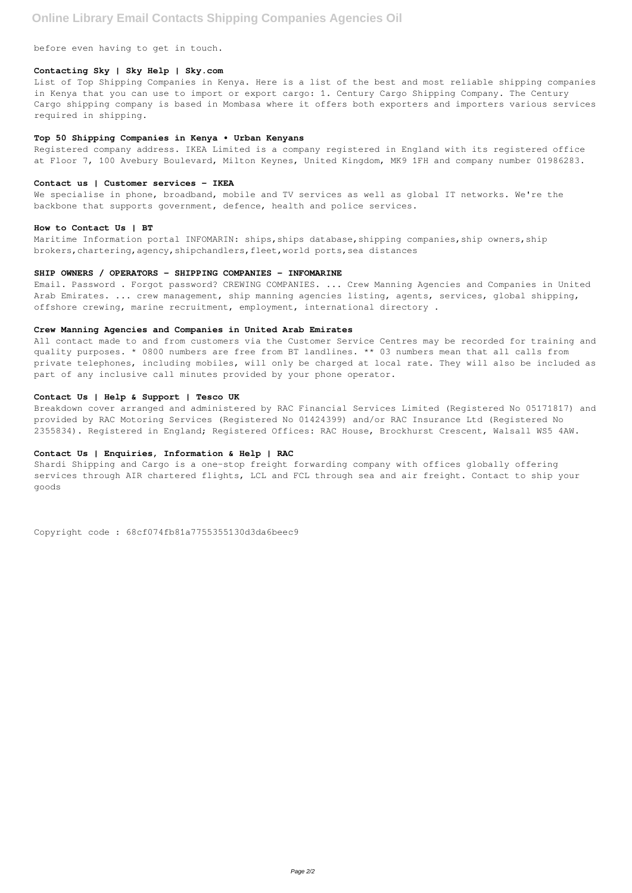before even having to get in touch.

**Contacting Sky | Sky Help | Sky.com**

List of Top Shipping Companies in Kenya. Here is a list of the best and most reliable shipping companies in Kenya that you can use to import or export cargo: 1. Century Cargo Shipping Company. The Century Cargo shipping company is based in Mombasa where it offers both exporters and importers various services required in shipping.

**Top 50 Shipping Companies in Kenya • Urban Kenyans**

Registered company address. IKEA Limited is a company registered in England with its registered office at Floor 7, 100 Avebury Boulevard, Milton Keynes, United Kingdom, MK9 1FH and company number 01986283.

**Contact us | Customer services - IKEA**

We specialise in phone, broadband, mobile and TV services as well as global IT networks. We're the backbone that supports government, defence, health and police services.

**How to Contact Us | BT**

Maritime Information portal INFOMARIN: ships,ships database,shipping companies,ship owners,ship brokers,chartering,agency,shipchandlers,fleet,world ports,sea distances

**SHIP OWNERS / OPERATORS - SHIPPING COMPANIES - INFOMARINE**

Email. Password . Forgot password? CREWING COMPANIES. ... Crew Manning Agencies and Companies in United Arab Emirates. ... crew management, ship manning agencies listing, agents, services, global shipping, offshore crewing, marine recruitment, employment, international directory .

**Crew Manning Agencies and Companies in United Arab Emirates**

All contact made to and from customers via the Customer Service Centres may be recorded for training and quality purposes. * 0800 numbers are free from BT landlines. ** 03 numbers mean that all calls from private telephones, including mobiles, will only be charged at local rate. They will also be included as part of any inclusive call minutes provided by your phone operator.

**Contact Us | Help & Support | Tesco UK**

Breakdown cover arranged and administered by RAC Financial Services Limited (Registered No 05171817) and provided by RAC Motoring Services (Registered No 01424399) and/or RAC Insurance Ltd (Registered No 2355834). Registered in England; Registered Offices: RAC House, Brockhurst Crescent, Walsall WS5 4AW.

**Contact Us | Enquiries, Information & Help | RAC**

Shardi Shipping and Cargo is a one-stop freight forwarding company with offices globally offering services through AIR chartered flights, LCL and FCL through sea and air freight. Contact to ship your goods

Copyright code : 68cf074fb81a7755355130d3da6beec9